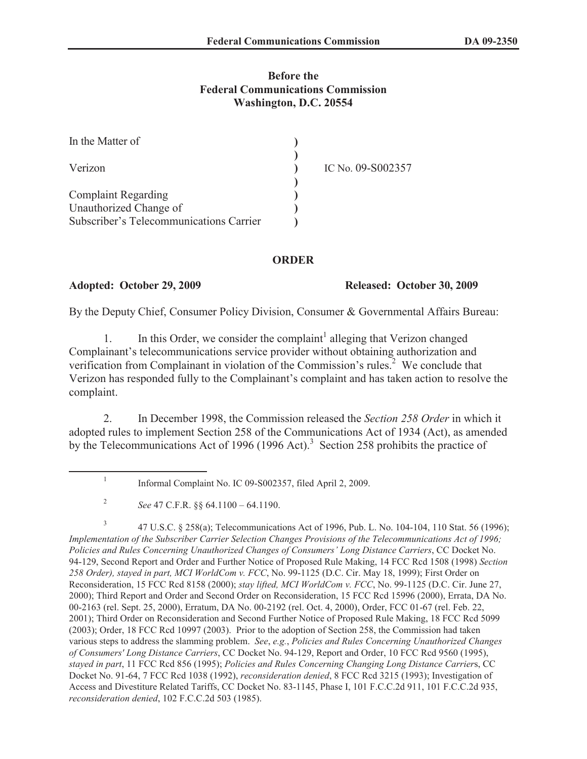**Before the**
**Federal Communications Commission**
**Washington, D.C. 20554**

| | | |
|---|---|---|
| In the Matter of | ) | |
| | ) | |
| Verizon | ) | IC No. 09-S002357 |
| | ) | |
| Complaint Regarding | ) | |
| Unauthorized Change of | ) | |
| Subscriber's Telecommunications Carrier | ) | |

## ORDER

**Adopted: October 29, 2009** **Released: October 30, 2009**

By the Deputy Chief, Consumer Policy Division, Consumer & Governmental Affairs Bureau:

1. In this Order, we consider the complaint[1] alleging that Verizon changed Complainant's telecommunications service provider without obtaining authorization and verification from Complainant in violation of the Commission's rules.[2] We conclude that Verizon has responded fully to the Complainant's complaint and has taken action to resolve the complaint.

2. In December 1998, the Commission released the *Section 258 Order* in which it adopted rules to implement Section 258 of the Communications Act of 1934 (Act), as amended by the Telecommunications Act of 1996 (1996 Act).[3] Section 258 prohibits the practice of

---

[1] Informal Complaint No. IC 09-S002357, filed April 2, 2009.

[2] *See* 47 C.F.R. §§ 64.1100 – 64.1190.

[3] 47 U.S.C. § 258(a); Telecommunications Act of 1996, Pub. L. No. 104-104, 110 Stat. 56 (1996); *Implementation of the Subscriber Carrier Selection Changes Provisions of the Telecommunications Act of 1996; Policies and Rules Concerning Unauthorized Changes of Consumers' Long Distance Carriers*, CC Docket No. 94-129, Second Report and Order and Further Notice of Proposed Rule Making, 14 FCC Rcd 1508 (1998) *Section 258 Order), stayed in part, MCI WorldCom v. FCC*, No. 99-1125 (D.C. Cir. May 18, 1999); First Order on Reconsideration, 15 FCC Rcd 8158 (2000); *stay lifted, MCI WorldCom v. FCC*, No. 99-1125 (D.C. Cir. June 27, 2000); Third Report and Order and Second Order on Reconsideration, 15 FCC Rcd 15996 (2000), Errata, DA No. 00-2163 (rel. Sept. 25, 2000), Erratum, DA No. 00-2192 (rel. Oct. 4, 2000), Order, FCC 01-67 (rel. Feb. 22, 2001); Third Order on Reconsideration and Second Further Notice of Proposed Rule Making, 18 FCC Rcd 5099 (2003); Order, 18 FCC Rcd 10997 (2003). Prior to the adoption of Section 258, the Commission had taken various steps to address the slamming problem. *See*, *e.g.*, *Policies and Rules Concerning Unauthorized Changes of Consumers' Long Distance Carriers*, CC Docket No. 94-129, Report and Order, 10 FCC Rcd 9560 (1995), *stayed in part*, 11 FCC Rcd 856 (1995); *Policies and Rules Concerning Changing Long Distance Carrier*s, CC Docket No. 91-64, 7 FCC Rcd 1038 (1992), *reconsideration denied*, 8 FCC Rcd 3215 (1993); Investigation of Access and Divestiture Related Tariffs, CC Docket No. 83-1145, Phase I, 101 F.C.C.2d 911, 101 F.C.C.2d 935, *reconsideration denied*, 102 F.C.C.2d 503 (1985).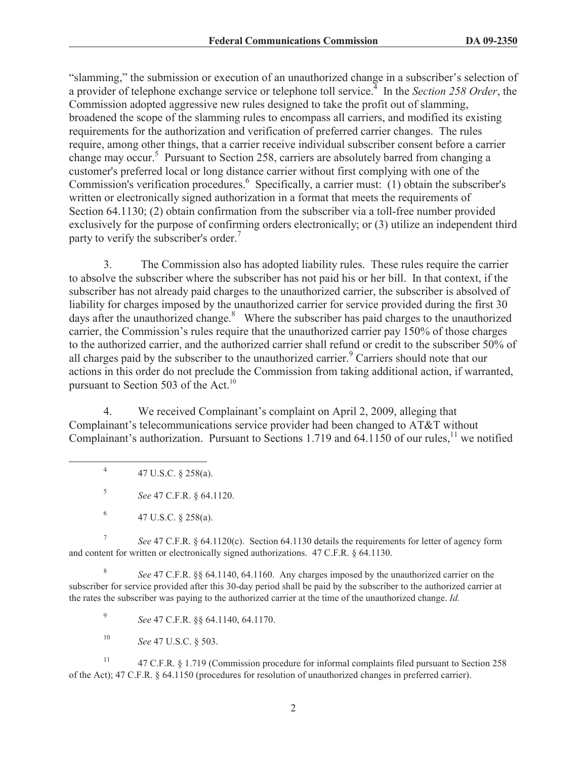"slamming," the submission or execution of an unauthorized change in a subscriber's selection of a provider of telephone exchange service or telephone toll service.[4] In the *Section 258 Order*, the Commission adopted aggressive new rules designed to take the profit out of slamming, broadened the scope of the slamming rules to encompass all carriers, and modified its existing requirements for the authorization and verification of preferred carrier changes. The rules require, among other things, that a carrier receive individual subscriber consent before a carrier change may occur.[5] Pursuant to Section 258, carriers are absolutely barred from changing a customer's preferred local or long distance carrier without first complying with one of the Commission's verification procedures.[6] Specifically, a carrier must: (1) obtain the subscriber's written or electronically signed authorization in a format that meets the requirements of Section 64.1130; (2) obtain confirmation from the subscriber via a toll-free number provided exclusively for the purpose of confirming orders electronically; or (3) utilize an independent third party to verify the subscriber's order.[7]

3. The Commission also has adopted liability rules. These rules require the carrier to absolve the subscriber where the subscriber has not paid his or her bill. In that context, if the subscriber has not already paid charges to the unauthorized carrier, the subscriber is absolved of liability for charges imposed by the unauthorized carrier for service provided during the first 30 days after the unauthorized change.[8] Where the subscriber has paid charges to the unauthorized carrier, the Commission's rules require that the unauthorized carrier pay 150% of those charges to the authorized carrier, and the authorized carrier shall refund or credit to the subscriber 50% of all charges paid by the subscriber to the unauthorized carrier.[9] Carriers should note that our actions in this order do not preclude the Commission from taking additional action, if warranted, pursuant to Section 503 of the Act.[10]

4. We received Complainant's complaint on April 2, 2009, alleging that Complainant's telecommunications service provider had been changed to AT&T without Complainant's authorization. Pursuant to Sections 1.719 and 64.1150 of our rules,[11] we notified

---

[4] 47 U.S.C. § 258(a).

[5] *See* 47 C.F.R. § 64.1120.

[6] 47 U.S.C. § 258(a).

[7] *See* 47 C.F.R. § 64.1120(c). Section 64.1130 details the requirements for letter of agency form and content for written or electronically signed authorizations. 47 C.F.R. § 64.1130.

[8] *See* 47 C.F.R. §§ 64.1140, 64.1160. Any charges imposed by the unauthorized carrier on the subscriber for service provided after this 30-day period shall be paid by the subscriber to the authorized carrier at the rates the subscriber was paying to the authorized carrier at the time of the unauthorized change. *Id.*

[9] *See* 47 C.F.R. §§ 64.1140, 64.1170.

[10] *See* 47 U.S.C. § 503.

[11] 47 C.F.R. § 1.719 (Commission procedure for informal complaints filed pursuant to Section 258 of the Act); 47 C.F.R. § 64.1150 (procedures for resolution of unauthorized changes in preferred carrier).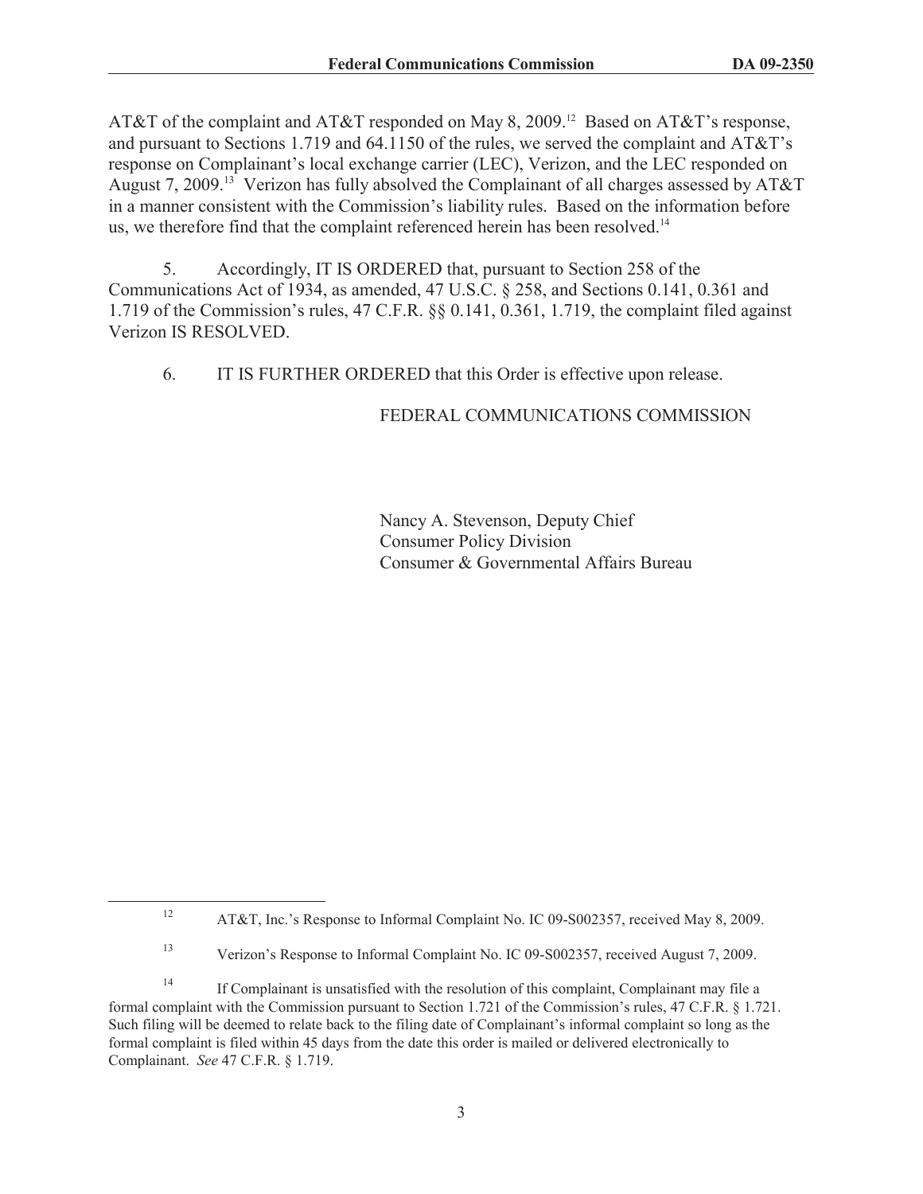AT&T of the complaint and AT&T responded on May 8, 2009.[12] Based on AT&T's response, and pursuant to Sections 1.719 and 64.1150 of the rules, we served the complaint and AT&T's response on Complainant's local exchange carrier (LEC), Verizon, and the LEC responded on August 7, 2009.[13] Verizon has fully absolved the Complainant of all charges assessed by AT&T in a manner consistent with the Commission's liability rules. Based on the information before us, we therefore find that the complaint referenced herein has been resolved.[14]

5. Accordingly, IT IS ORDERED that, pursuant to Section 258 of the Communications Act of 1934, as amended, 47 U.S.C. § 258, and Sections 0.141, 0.361 and 1.719 of the Commission's rules, 47 C.F.R. §§ 0.141, 0.361, 1.719, the complaint filed against Verizon IS RESOLVED.

6. IT IS FURTHER ORDERED that this Order is effective upon release.

FEDERAL COMMUNICATIONS COMMISSION

Nancy A. Stevenson, Deputy Chief
Consumer Policy Division
Consumer & Governmental Affairs Bureau

---

[12] AT&T, Inc.'s Response to Informal Complaint No. IC 09-S002357, received May 8, 2009.

[13] Verizon's Response to Informal Complaint No. IC 09-S002357, received August 7, 2009.

[14] If Complainant is unsatisfied with the resolution of this complaint, Complainant may file a formal complaint with the Commission pursuant to Section 1.721 of the Commission's rules, 47 C.F.R. § 1.721. Such filing will be deemed to relate back to the filing date of Complainant's informal complaint so long as the formal complaint is filed within 45 days from the date this order is mailed or delivered electronically to Complainant. *See* 47 C.F.R. § 1.719.